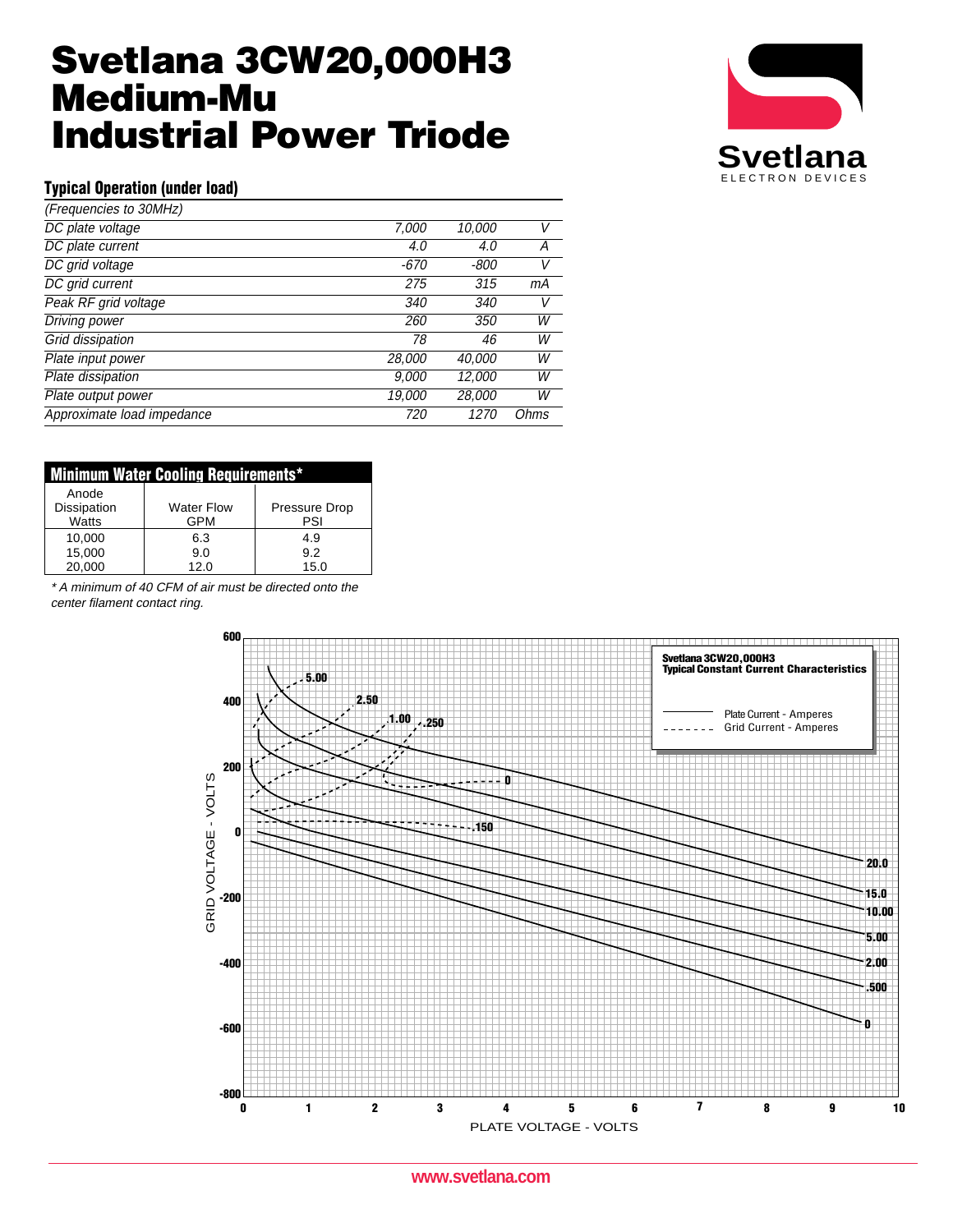# Svetlana 3CW20,000H3 Medium-Mu Industrial Power Triode

Svetlana
ELECTRON DEVICES

## Typical Operation (under load)

| *(Frequencies to 30MHz)* | | | |
|---|---|---|---|
| *DC plate voltage* | *7,000* | *10,000* | *V* |
| *DC plate current* | *4.0* | *4.0* | *A* |
| *DC grid voltage* | *-670* | *-800* | *V* |
| *DC grid current* | *275* | *315* | *mA* |
| *Peak RF grid voltage* | *340* | *340* | *V* |
| *Driving power* | *260* | *350* | *W* |
| *Grid dissipation* | *78* | *46* | *W* |
| *Plate input power* | *28,000* | *40,000* | *W* |
| *Plate dissipation* | *9,000* | *12,000* | *W* |
| *Plate output power* | *19,000* | *28,000* | *W* |
| *Approximate load impedance* | *720* | *1270* | *Ohms* |

## Minimum Water Cooling Requirements*

| Anode Dissipation Watts | Water Flow GPM | Pressure Drop PSI |
|---|---|---|
| 10,000 | 6.3 | 4.9 |
| 15,000 | 9.0 | 9.2 |
| 20,000 | 12.0 | 15.0 |

*\* A minimum of 40 CFM of air must be directed onto the center filament contact ring.*

**Svetlana 3CW20,000H3 Typical Constant Current Characteristics**

Plate Current - Amperes (solid lines): 20.0, 15.0, 10.00, 5.00, 2.00, .500, 0
Grid Current - Amperes (dashed lines): 5.00, 2.50, 1.00, .250, 0, .150

GRID VOLTAGE - VOLTS (600 to -800)

PLATE VOLTAGE - VOLTS (0 to 10)

www.svetlana.com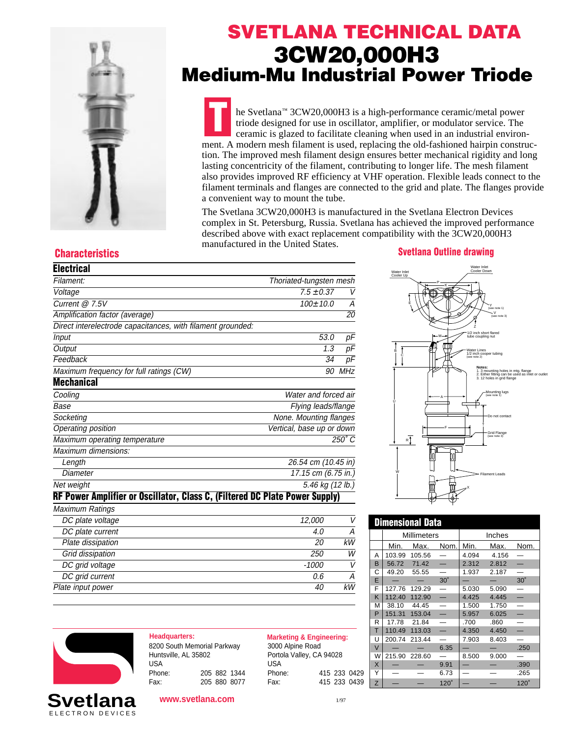# SVETLANA TECHNICAL DATA

# 3CW20,000H3

# Medium-Mu Industrial Power Triode

The Svetlana™ 3CW20,000H3 is a high-performance ceramic/metal power triode designed for use in oscillator, amplifier, or modulator service. The ceramic is glazed to facilitate cleaning when used in an industrial environment. A modern mesh filament is used, replacing the old-fashioned hairpin construction. The improved mesh filament design ensures better mechanical rigidity and long lasting concentricity of the filament, contributing to longer life. The mesh filament also provides improved RF efficiency at VHF operation. Flexible leads connect to the filament terminals and flanges are connected to the grid and plate. The flanges provide a convenient way to mount the tube.

The Svetlana 3CW20,000H3 is manufactured in the Svetlana Electron Devices complex in St. Petersburg, Russia. Svetlana has achieved the improved performance described above with exact replacement compatibility with the 3CW20,000H3 manufactured in the United States.

## Characteristics

### Electrical

| | | |
|---|---|---|
| *Filament:* | *Thoriated-tungsten mesh* | |
| *Voltage* | *7.5 ±0.37* | *V* |
| *Current @ 7.5V* | *100±10.0* | *A* |
| *Amplification factor (average)* | *20* | |
| *Direct interelectrode capacitances, with filament grounded:* | | |
| *Input* | *53.0* | *pF* |
| *Output* | *1.3* | *pF* |
| *Feedback* | *34* | *pF* |
| *Maximum frequency for full ratings (CW)* | *90* | *MHz* |

### Mechanical

| | |
|---|---|
| *Cooling* | *Water and forced air* |
| *Base* | *Flying leads/flange* |
| *Socketing* | *None. Mounting flanges* |
| *Operating position* | *Vertical, base up or down* |
| *Maximum operating temperature* | *250° C* |
| *Maximum dimensions:* | |
| *Length* | *26.54 cm (10.45 in)* |
| *Diameter* | *17.15 cm (6.75 in.)* |
| *Net weight* | *5.46 kg (12 lb.)* |

### RF Power Amplifier or Oscillator, Class C, (Filtered DC Plate Power Supply)

| | | |
|---|---|---|
| *Maximum Ratings* | | |
| *DC plate voltage* | *12,000* | *V* |
| *DC plate current* | *4.0* | *A* |
| *Plate dissipation* | *20* | *kW* |
| *Grid dissipation* | *250* | *W* |
| *DC grid voltage* | *-1000* | *V* |
| *DC grid current* | *0.6* | *A* |
| *Plate input power* | *40* | *kW* |

## Svetlana Outline drawing

Water Inlet Cooler Up
Water Inlet Cooler Down
P
K
E
Y (see note 1)
V (see note 3)
Z
M
1/2 inch short flared tube coupling nut
B
C
Water Lines 1/2 inch cooper tubing (see note 2)
Notes:
1. 3 mounting holes in mtg. flange
2. Either fitting can be used as inlet or outlet
3. 12 holes in grid flange
A
Mounting lugs (see note 1)
U
Do not contact
T
F
Grid Flange (see note 3)
R
W
Filament Leads
X

## Dimensional Data

| | Millimeters | | | Inches | | |
|---|---|---|---|---|---|---|
| | Min. | Max. | Nom. | Min. | Max. | Nom. |
| A | 103.99 | 105.56 | — | 4.094 | 4.156 | — |
| B | 56.72 | 71.42 | — | 2.312 | 2.812 | — |
| C | 49.20 | 55.55 | — | 1.937 | 2.187 | — |
| E | — | — | 30° | — | — | 30° |
| F | 127.76 | 129.29 | — | 5.030 | 5.090 | — |
| K | 112.40 | 112.90 | — | 4.425 | 4.445 | — |
| M | 38.10 | 44.45 | — | 1.500 | 1.750 | — |
| P | 151.31 | 153.04 | — | 5.957 | 6.025 | — |
| R | 17.78 | 21.84 | — | .700 | .860 | — |
| T | 110.49 | 113.03 | — | 4.350 | 4.450 | — |
| U | 200.74 | 213.44 | — | 7.903 | 8.403 | — |
| V | — | — | 6.35 | — | — | .250 |
| W | 215.90 | 228.60 | — | 8.500 | 9.000 | — |
| X | — | — | 9.91 | — | — | .390 |
| Y | — | — | 6.73 | — | — | .265 |
| Z | — | — | 120° | — | — | 120° |

**Headquarters:**
8200 South Memorial Parkway
Huntsville, AL 35802
USA
Phone: 205 882 1344
Fax: 205 880 8077

**Marketing & Engineering:**
3000 Alpine Road
Portola Valley, CA 94028
USA
Phone: 415 233 0429
Fax: 415 233 0439

**Svetlana**
ELECTRON DEVICES

**www.svetlana.com**

1/97